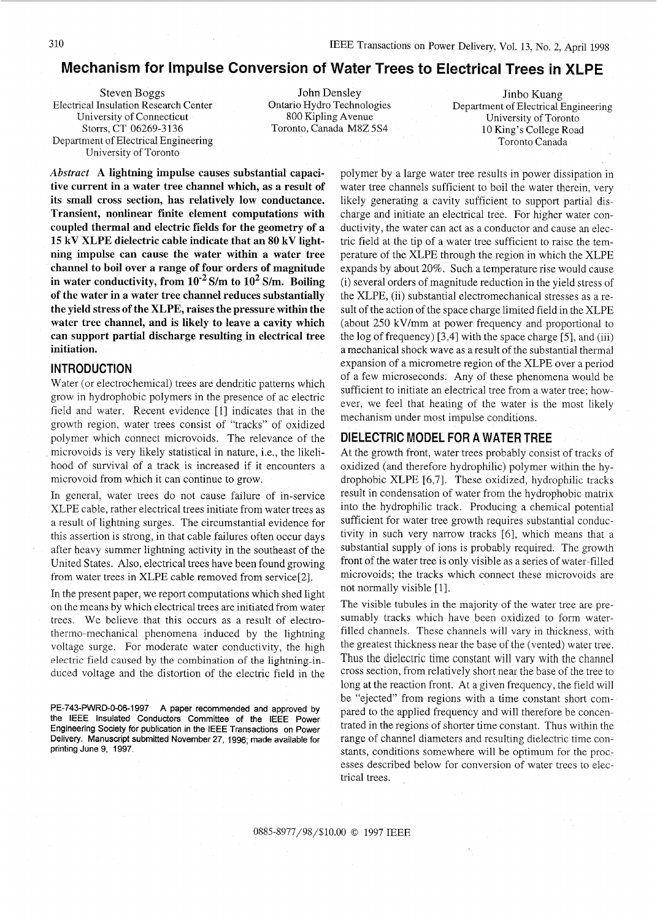# Mechanism for Impulse Conversion of Water Trees to Electrical Trees in XLPE

Steven Boggs
Electrical Insulation Research Center
University of Connecticut
Storrs, CT 06269-3136
Department of Electrical Engineering
University of Toronto

John Densley
Ontario Hydro Technologies
800 Kipling Avenue
Toronto, Canada M8Z 5S4

Jinbo Kuang
Department of Electrical Engineering
University of Toronto
10 King's College Road
Toronto Canada

***Abstract*** **A lightning impulse causes substantial capacitive current in a water tree channel which, as a result of its small cross section, has relatively low conductance. Transient, nonlinear finite element computations with coupled thermal and electric fields for the geometry of a 15 kV XLPE dielectric cable indicate that an 80 kV lightning impulse can cause the water within a water tree channel to boil over a range of four orders of magnitude in water conductivity, from $10^{-2}$ S/m to $10^{2}$ S/m. Boiling of the water in a water tree channel reduces substantially the yield stress of the XLPE, raises the pressure within the water tree channel, and is likely to leave a cavity which can support partial discharge resulting in electrical tree initiation.**

## INTRODUCTION

Water (or electrochemical) trees are dendritic patterns which grow in hydrophobic polymers in the presence of ac electric field and water. Recent evidence [1] indicates that in the growth region, water trees consist of "tracks" of oxidized polymer which connect microvoids. The relevance of the microvoids is very likely statistical in nature, i.e., the likelihood of survival of a track is increased if it encounters a microvoid from which it can continue to grow.

In general, water trees do not cause failure of in-service XLPE cable, rather electrical trees initiate from water trees as a result of lightning surges. The circumstantial evidence for this assertion is strong, in that cable failures often occur days after heavy summer lightning activity in the southeast of the United States. Also, electrical trees have been found growing from water trees in XLPE cable removed from service[2].

In the present paper, we report computations which shed light on the means by which electrical trees are initiated from water trees. We believe that this occurs as a result of electro-thermo-mechanical phenomena induced by the lightning voltage surge. For moderate water conductivity, the high electric field caused by the combination of the lightning-induced voltage and the distortion of the electric field in the polymer by a large water tree results in power dissipation in water tree channels sufficient to boil the water therein, very likely generating a cavity sufficient to support partial discharge and initiate an electrical tree. For higher water conductivity, the water can act as a conductor and cause an electric field at the tip of a water tree sufficient to raise the temperature of the XLPE through the region in which the XLPE expands by about 20%. Such a temperature rise would cause (i) several orders of magnitude reduction in the yield stress of the XLPE, (ii) substantial electromechanical stresses as a result of the action of the space charge limited field in the XLPE (about 250 kV/mm at power frequency and proportional to the log of frequency) [3,4] with the space charge [5], and (iii) a mechanical shock wave as a result of the substantial thermal expansion of a micrometre region of the XLPE over a period of a few microseconds. Any of these phenomena would be sufficient to initiate an electrical tree from a water tree; however, we feel that heating of the water is the most likely mechanism under most impulse conditions.

## DIELECTRIC MODEL FOR A WATER TREE

At the growth front, water trees probably consist of tracks of oxidized (and therefore hydrophilic) polymer within the hydrophobic XLPE [6,7]. These oxidized, hydrophilic tracks result in condensation of water from the hydrophobic matrix into the hydrophilic track. Producing a chemical potential sufficient for water tree growth requires substantial conductivity in such very narrow tracks [6], which means that a substantial supply of ions is probably required. The growth front of the water tree is only visible as a series of water-filled microvoids; the tracks which connect these microvoids are not normally visible [1].

The visible tubules in the majority of the water tree are presumably tracks which have been oxidized to form water-filled channels. These channels will vary in thickness, with the greatest thickness near the base of the (vented) water tree. Thus the dielectric time constant will vary with the channel cross section, from relatively short near the base of the tree to long at the reaction front. At a given frequency, the field will be "ejected" from regions with a time constant short compared to the applied frequency and will therefore be concentrated in the regions of shorter time constant. Thus within the range of channel diameters and resulting dielectric time constants, conditions somewhere will be optimum for the processes described below for conversion of water trees to electrical trees.

PE-743-PWRD-0-06-1997 A paper recommended and approved by the IEEE Insulated Conductors Committee of the IEEE Power Engineering Society for publication in the IEEE Transactions on Power Delivery. Manuscript submitted November 27, 1996; made available for printing June 9, 1997.

0885-8977/98/$10.00 © 1997 IEEE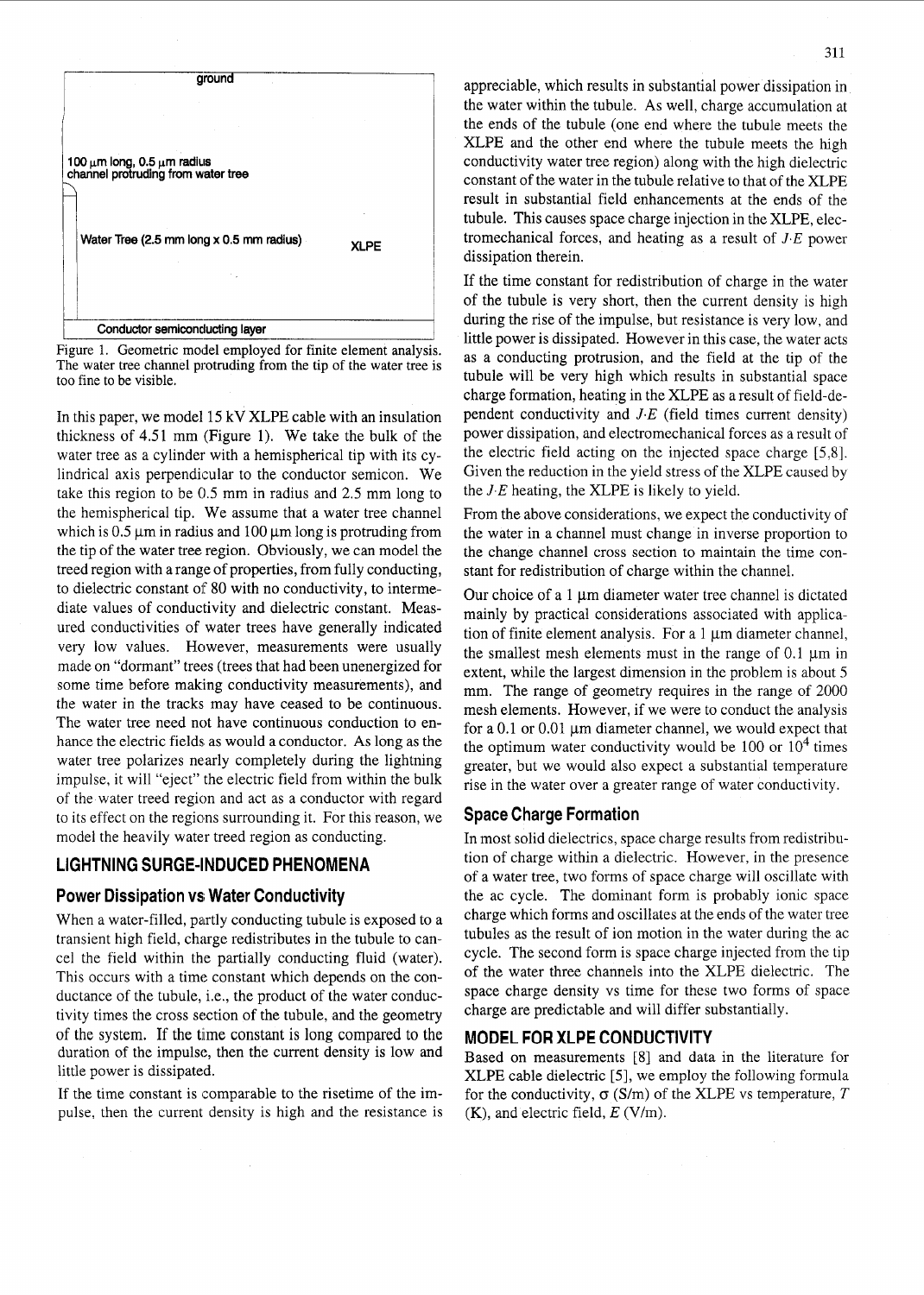ground

100 μm long, 0.5 μm radius channel protruding from water tree

Water Tree (2.5 mm long x 0.5 mm radius)

XLPE

Conductor semiconducting layer

Figure 1. Geometric model employed for finite element analysis. The water tree channel protruding from the tip of the water tree is too fine to be visible.

In this paper, we model 15 kV XLPE cable with an insulation thickness of 4.51 mm (Figure 1). We take the bulk of the water tree as a cylinder with a hemispherical tip with its cylindrical axis perpendicular to the conductor semicon. We take this region to be 0.5 mm in radius and 2.5 mm long to the hemispherical tip. We assume that a water tree channel which is 0.5 μm in radius and 100 μm long is protruding from the tip of the water tree region. Obviously, we can model the treed region with a range of properties, from fully conducting, to dielectric constant of 80 with no conductivity, to intermediate values of conductivity and dielectric constant. Measured conductivities of water trees have generally indicated very low values. However, measurements were usually made on "dormant" trees (trees that had been unenergized for some time before making conductivity measurements), and the water in the tracks may have ceased to be continuous. The water tree need not have continuous conduction to enhance the electric fields as would a conductor. As long as the water tree polarizes nearly completely during the lightning impulse, it will "eject" the electric field from within the bulk of the water treed region and act as a conductor with regard to its effect on the regions surrounding it. For this reason, we model the heavily water treed region as conducting.

## LIGHTNING SURGE-INDUCED PHENOMENA

### Power Dissipation vs Water Conductivity

When a water-filled, partly conducting tubule is exposed to a transient high field, charge redistributes in the tubule to cancel the field within the partially conducting fluid (water). This occurs with a time constant which depends on the conductance of the tubule, i.e., the product of the water conductivity times the cross section of the tubule, and the geometry of the system. If the time constant is long compared to the duration of the impulse, then the current density is low and little power is dissipated.

If the time constant is comparable to the risetime of the impulse, then the current density is high and the resistance is appreciable, which results in substantial power dissipation in the water within the tubule. As well, charge accumulation at the ends of the tubule (one end where the tubule meets the XLPE and the other end where the tubule meets the high conductivity water tree region) along with the high dielectric constant of the water in the tubule relative to that of the XLPE result in substantial field enhancements at the ends of the tubule. This causes space charge injection in the XLPE, electromechanical forces, and heating as a result of $J \cdot E$ power dissipation therein.

If the time constant for redistribution of charge in the water of the tubule is very short, then the current density is high during the rise of the impulse, but resistance is very low, and little power is dissipated. However in this case, the water acts as a conducting protrusion, and the field at the tip of the tubule will be very high which results in substantial space charge formation, heating in the XLPE as a result of field-dependent conductivity and $J \cdot E$ (field times current density) power dissipation, and electromechanical forces as a result of the electric field acting on the injected space charge [5,8]. Given the reduction in the yield stress of the XLPE caused by the $J \cdot E$ heating, the XLPE is likely to yield.

From the above considerations, we expect the conductivity of the water in a channel must change in inverse proportion to the change channel cross section to maintain the time constant for redistribution of charge within the channel.

Our choice of a 1 μm diameter water tree channel is dictated mainly by practical considerations associated with application of finite element analysis. For a 1 μm diameter channel, the smallest mesh elements must in the range of 0.1 μm in extent, while the largest dimension in the problem is about 5 mm. The range of geometry requires in the range of 2000 mesh elements. However, if we were to conduct the analysis for a 0.1 or 0.01 μm diameter channel, we would expect that the optimum water conductivity would be 100 or $10^4$ times greater, but we would also expect a substantial temperature rise in the water over a greater range of water conductivity.

### Space Charge Formation

In most solid dielectrics, space charge results from redistribution of charge within a dielectric. However, in the presence of a water tree, two forms of space charge will oscillate with the ac cycle. The dominant form is probably ionic space charge which forms and oscillates at the ends of the water tree tubules as the result of ion motion in the water during the ac cycle. The second form is space charge injected from the tip of the water three channels into the XLPE dielectric. The space charge density vs time for these two forms of space charge are predictable and will differ substantially.

## MODEL FOR XLPE CONDUCTIVITY

Based on measurements [8] and data in the literature for XLPE cable dielectric [5], we employ the following formula for the conductivity, $\sigma$ (S/m) of the XLPE vs temperature, $T$ (K), and electric field, $E$ (V/m).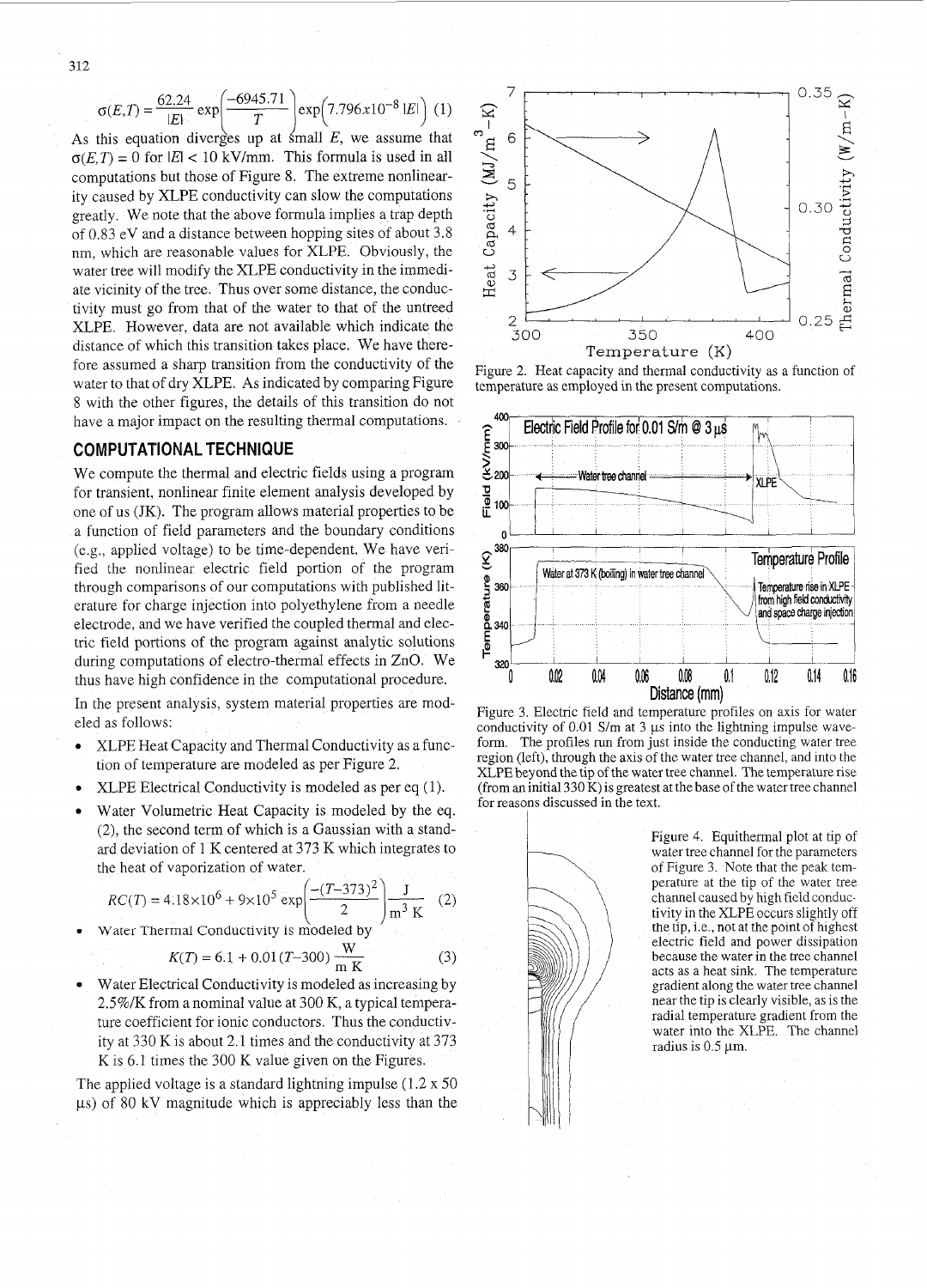$$\sigma(E,T) = \frac{62.24}{|E|}\exp\left(\frac{-6945.71}{T}\right)\exp\left(7.796x10^{-8}|E|\right) \quad (1)$$

As this equation diverges up at small $E$, we assume that $\sigma(E,T) = 0$ for $|E| < 10$ kV/mm. This formula is used in all computations but those of Figure 8. The extreme nonlinearity caused by XLPE conductivity can slow the computations greatly. We note that the above formula implies a trap depth of 0.83 eV and a distance between hopping sites of about 3.8 nm, which are reasonable values for XLPE. Obviously, the water tree will modify the XLPE conductivity in the immediate vicinity of the tree. Thus over some distance, the conductivity must go from that of the water to that of the untreed XLPE. However, data are not available which indicate the distance of which this transition takes place. We have therefore assumed a sharp transition from the conductivity of the water to that of dry XLPE. As indicated by comparing Figure 8 with the other figures, the details of this transition do not have a major impact on the resulting thermal computations.

## COMPUTATIONAL TECHNIQUE

We compute the thermal and electric fields using a program for transient, nonlinear finite element analysis developed by one of us (JK). The program allows material properties to be a function of field parameters and the boundary conditions (e.g., applied voltage) to be time-dependent. We have verified the nonlinear electric field portion of the program through comparisons of our computations with published literature for charge injection into polyethylene from a needle electrode, and we have verified the coupled thermal and electric field portions of the program against analytic solutions during computations of electro-thermal effects in ZnO. We thus have high confidence in the computational procedure.

In the present analysis, system material properties are modeled as follows:

- XLPE Heat Capacity and Thermal Conductivity as a function of temperature are modeled as per Figure 2.
- XLPE Electrical Conductivity is modeled as per eq (1).
- Water Volumetric Heat Capacity is modeled by the eq. (2), the second term of which is a Gaussian with a standard deviation of 1 K centered at 373 K which integrates to the heat of vaporization of water.

$$RC(T) = 4.18\times10^{6} + 9\times10^{5}\exp\left(\frac{-(T-373)^2}{2}\right)\frac{\text{J}}{\text{m}^3\,\text{K}} \quad (2)$$

- Water Thermal Conductivity is modeled by

$$K(T) = 6.1 + 0.01(T-300)\frac{\text{W}}{\text{m K}} \quad (3)$$

- Water Electrical Conductivity is modeled as increasing by 2.5%/K from a nominal value at 300 K, a typical temperature coefficient for ionic conductors. Thus the conductivity at 330 K is about 2.1 times and the conductivity at 373 K is 6.1 times the 300 K value given on the Figures.

The applied voltage is a standard lightning impulse (1.2 x 50 μs) of 80 kV magnitude which is appreciably less than the

Figure 2. Heat capacity and thermal conductivity as a function of temperature as employed in the present computations.

Figure 3. Electric field and temperature profiles on axis for water conductivity of 0.01 S/m at 3 μs into the lightning impulse waveform. The profiles run from just inside the conducting water tree region (left), through the axis of the water tree channel, and into the XLPE beyond the tip of the water tree channel. The temperature rise (from an initial 330 K) is greatest at the base of the water tree channel for reasons discussed in the text.

Figure 4. Equithermal plot at tip of water tree channel for the parameters of Figure 3. Note that the peak temperature at the tip of the water tree channel caused by high field conductivity in the XLPE occurs slightly off the tip, i.e., not at the point of highest electric field and power dissipation because the water in the tree channel acts as a heat sink. The temperature gradient along the water tree channel near the tip is clearly visible, as is the radial temperature gradient from the water into the XLPE. The channel radius is 0.5 μm.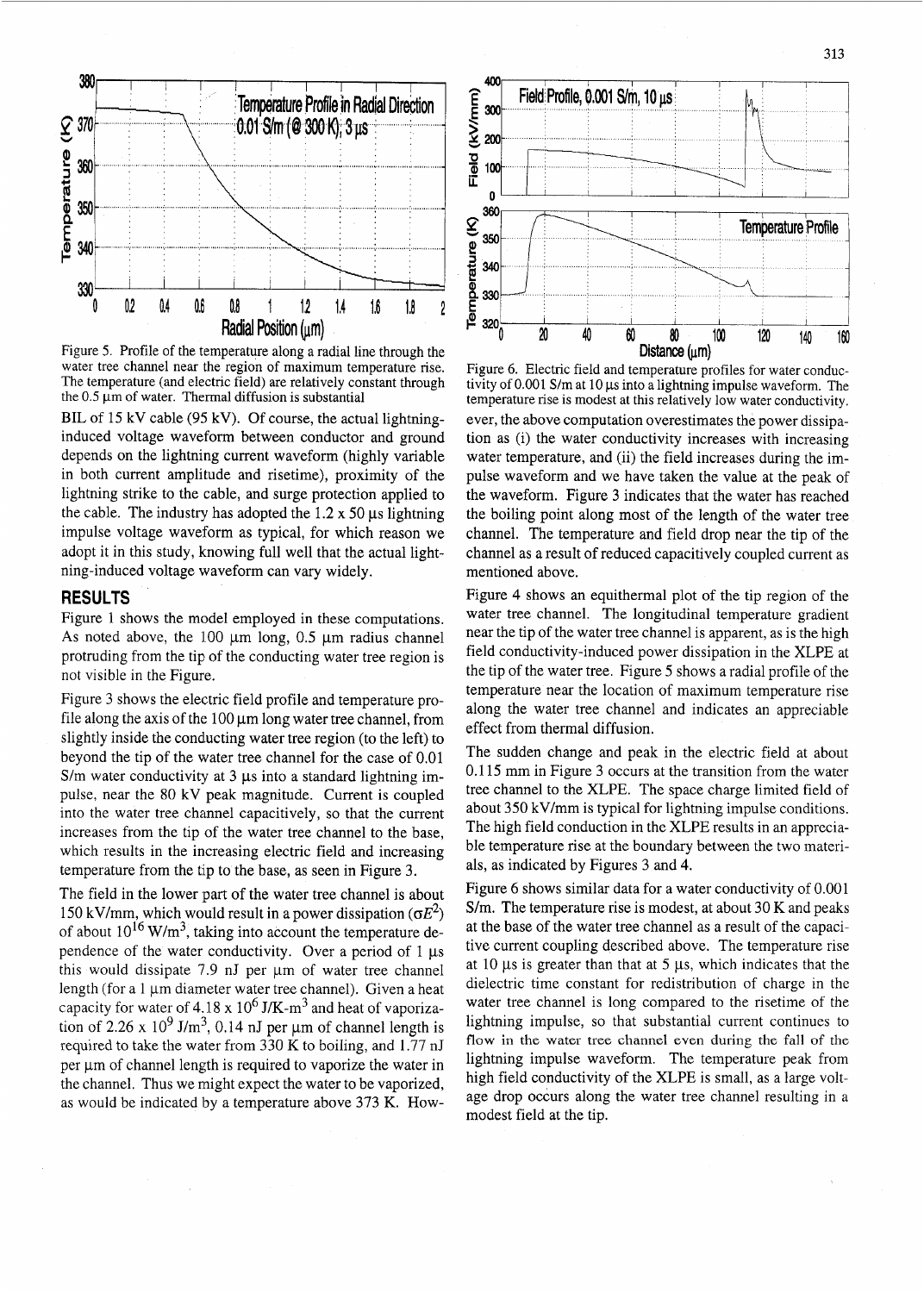Figure 5. Profile of the temperature along a radial line through the water tree channel near the region of maximum temperature rise. The temperature (and electric field) are relatively constant through the 0.5 μm of water. Thermal diffusion is substantial

BIL of 15 kV cable (95 kV). Of course, the actual lightning-induced voltage waveform between conductor and ground depends on the lightning current waveform (highly variable in both current amplitude and risetime), proximity of the lightning strike to the cable, and surge protection applied to the cable. The industry has adopted the 1.2 x 50 μs lightning impulse voltage waveform as typical, for which reason we adopt it in this study, knowing full well that the actual lightning-induced voltage waveform can vary widely.

## RESULTS

Figure 1 shows the model employed in these computations. As noted above, the 100 μm long, 0.5 μm radius channel protruding from the tip of the conducting water tree region is not visible in the Figure.

Figure 3 shows the electric field profile and temperature profile along the axis of the 100 μm long water tree channel, from slightly inside the conducting water tree region (to the left) to beyond the tip of the water tree channel for the case of 0.01 S/m water conductivity at 3 μs into a standard lightning impulse, near the 80 kV peak magnitude. Current is coupled into the water tree channel capacitively, so that the current increases from the tip of the water tree channel to the base, which results in the increasing electric field and increasing temperature from the tip to the base, as seen in Figure 3.

The field in the lower part of the water tree channel is about 150 kV/mm, which would result in a power dissipation ($\sigma E^2$) of about $10^{16}$ W/m$^3$, taking into account the temperature dependence of the water conductivity. Over a period of 1 μs this would dissipate 7.9 nJ per μm of water tree channel length (for a 1 μm diameter water tree channel). Given a heat capacity for water of 4.18 x $10^6$ J/K-m$^3$ and heat of vaporization of 2.26 x $10^9$ J/m$^3$, 0.14 nJ per μm of channel length is required to take the water from 330 K to boiling, and 1.77 nJ per μm of channel length is required to vaporize the water in the channel. Thus we might expect the water to be vaporized, as would be indicated by a temperature above 373 K. However, the above computation overestimates the power dissipation as (i) the water conductivity increases with increasing water temperature, and (ii) the field increases during the impulse waveform and we have taken the value at the peak of the waveform. Figure 3 indicates that the water has reached the boiling point along most of the length of the water tree channel. The temperature and field drop near the tip of the channel as a result of reduced capacitively coupled current as mentioned above.

Figure 4 shows an equithermal plot of the tip region of the water tree channel. The longitudinal temperature gradient near the tip of the water tree channel is apparent, as is the high field conductivity-induced power dissipation in the XLPE at the tip of the water tree. Figure 5 shows a radial profile of the temperature near the location of maximum temperature rise along the water tree channel and indicates an appreciable effect from thermal diffusion.

The sudden change and peak in the electric field at about 0.115 mm in Figure 3 occurs at the transition from the water tree channel to the XLPE. The space charge limited field of about 350 kV/mm is typical for lightning impulse conditions. The high field conduction in the XLPE results in an appreciable temperature rise at the boundary between the two materials, as indicated by Figures 3 and 4.

Figure 6 shows similar data for a water conductivity of 0.001 S/m. The temperature rise is modest, at about 30 K and peaks at the base of the water tree channel as a result of the capacitive current coupling described above. The temperature rise at 10 μs is greater than that at 5 μs, which indicates that the dielectric time constant for redistribution of charge in the water tree channel is long compared to the risetime of the lightning impulse, so that substantial current continues to flow in the water tree channel even during the fall of the lightning impulse waveform. The temperature peak from high field conductivity of the XLPE is small, as a large voltage drop occurs along the water tree channel resulting in a modest field at the tip.

Figure 6. Electric field and temperature profiles for water conductivity of 0.001 S/m at 10 μs into a lightning impulse waveform. The temperature rise is modest at this relatively low water conductivity.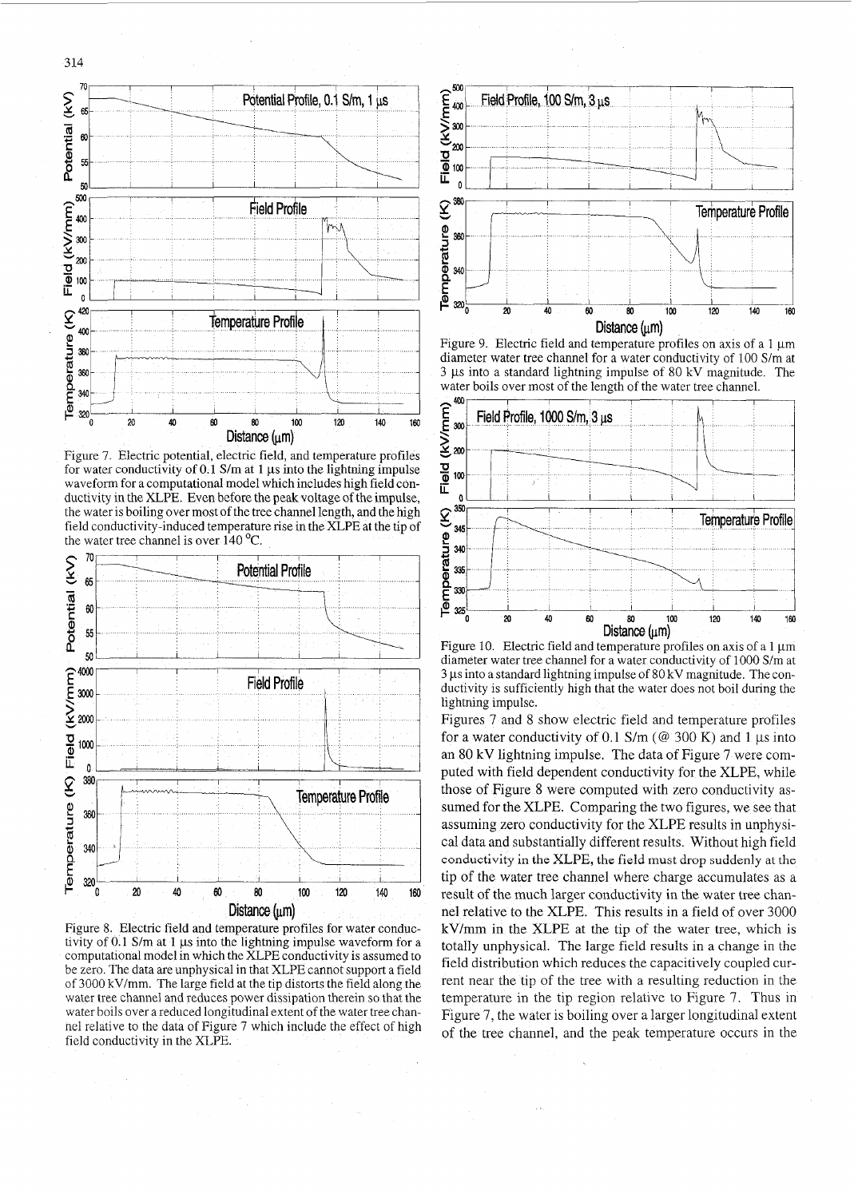Figure 7. Electric potential, electric field, and temperature profiles for water conductivity of 0.1 S/m at 1 μs into the lightning impulse waveform for a computational model which includes high field conductivity in the XLPE. Even before the peak voltage of the impulse, the water is boiling over most of the tree channel length, and the high field conductivity-induced temperature rise in the XLPE at the tip of the water tree channel is over 140 °C.

Figure 8. Electric field and temperature profiles for water conductivity of 0.1 S/m at 1 μs into the lightning impulse waveform for a computational model in which the XLPE conductivity is assumed to be zero. The data are unphysical in that XLPE cannot support a field of 3000 kV/mm. The large field at the tip distorts the field along the water tree channel and reduces power dissipation therein so that the water boils over a reduced longitudinal extent of the water tree channel relative to the data of Figure 7 which include the effect of high field conductivity in the XLPE.

Figure 9. Electric field and temperature profiles on axis of a 1 μm diameter water tree channel for a water conductivity of 100 S/m at 3 μs into a standard lightning impulse of 80 kV magnitude. The water boils over most of the length of the water tree channel.

Figure 10. Electric field and temperature profiles on axis of a 1 μm diameter water tree channel for a water conductivity of 1000 S/m at 3 μs into a standard lightning impulse of 80 kV magnitude. The conductivity is sufficiently high that the water does not boil during the lightning impulse.

Figures 7 and 8 show electric field and temperature profiles for a water conductivity of 0.1 S/m (@ 300 K) and 1 μs into an 80 kV lightning impulse. The data of Figure 7 were computed with field dependent conductivity for the XLPE, while those of Figure 8 were computed with zero conductivity assumed for the XLPE. Comparing the two figures, we see that assuming zero conductivity for the XLPE results in unphysical data and substantially different results. Without high field conductivity in the XLPE, the field must drop suddenly at the tip of the water tree channel where charge accumulates as a result of the much larger conductivity in the water tree channel relative to the XLPE. This results in a field of over 3000 kV/mm in the XLPE at the tip of the water tree, which is totally unphysical. The large field results in a change in the field distribution which reduces the capacitively coupled current near the tip of the tree with a resulting reduction in the temperature in the tip region relative to Figure 7. Thus in Figure 7, the water is boiling over a larger longitudinal extent of the tree channel, and the peak temperature occurs in the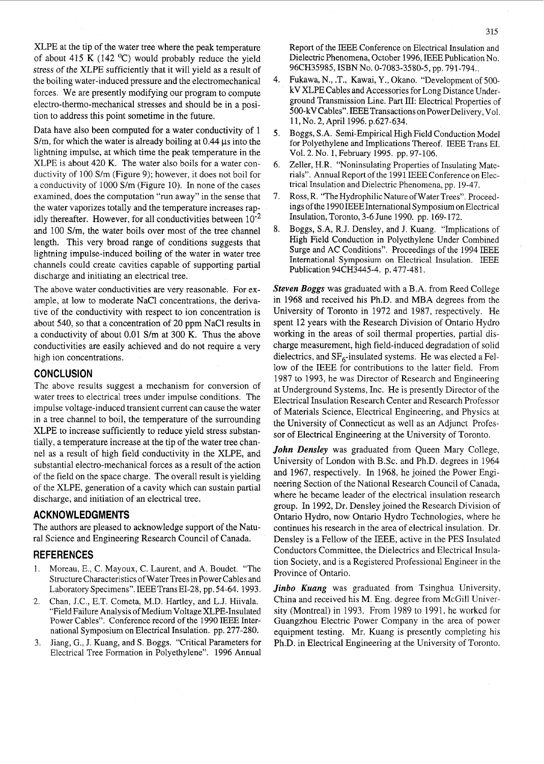XLPE at the tip of the water tree where the peak temperature of about 415 K (142 °C) would probably reduce the yield stress of the XLPE sufficiently that it will yield as a result of the boiling water-induced pressure and the electromechanical forces. We are presently modifying our program to compute electro-thermo-mechanical stresses and should be in a position to address this point sometime in the future.

Data have also been computed for a water conductivity of 1 S/m, for which the water is already boiling at 0.44 μs into the lightning impulse, at which time the peak temperature in the XLPE is about 420 K. The water also boils for a water conductivity of 100 S/m (Figure 9); however, it does not boil for a conductivity of 1000 S/m (Figure 10). In none of the cases examined, does the computation "run away" in the sense that the water vaporizes totally and the temperature increases rapidly thereafter. However, for all conductivities between $10^{-2}$ and 100 S/m, the water boils over most of the tree channel length. This very broad range of conditions suggests that lightning impulse-induced boiling of the water in water tree channels could create cavities capable of supporting partial discharge and initiating an electrical tree.

The above water conductivities are very reasonable. For example, at low to moderate NaCl concentrations, the derivative of the conductivity with respect to ion concentration is about 540, so that a concentration of 20 ppm NaCl results in a conductivity of about 0.01 S/m at 300 K. Thus the above conductivities are easily achieved and do not require a very high ion concentrations.

## CONCLUSION

The above results suggest a mechanism for conversion of water trees to electrical trees under impulse conditions. The impulse voltage-induced transient current can cause the water in a tree channel to boil, the temperature of the surrounding XLPE to increase sufficiently to reduce yield stress substantially, a temperature increase at the tip of the water tree channel as a result of high field conductivity in the XLPE, and substantial electro-mechanical forces as a result of the action of the field on the space charge. The overall result is yielding of the XLPE, generation of a cavity which can sustain partial discharge, and initiation of an electrical tree.

## ACKNOWLEDGMENTS

The authors are pleased to acknowledge support of the Natural Science and Engineering Research Council of Canada.

## REFERENCES

1. Moreau, E., C. Mayoux, C. Laurent, and A. Boudet. "The Structure Characteristics of Water Trees in Power Cables and Laboratory Specimens". IEEE Trans EI-28, pp.54-64. 1993.
2. Chan, J.C., E.T. Cometa, M.D. Hartley, and L.J. Hiivala. "Field Failure Analysis of Medium Voltage XLPE-Insulated Power Cables". Conference record of the 1990 IEEE International Symposium on Electrical Insulation. pp. 277-280.
3. Jiang, G., J. Kuang, and S. Boggs. "Critical Parameters for Electrical Tree Formation in Polyethylene". 1996 Annual Report of the IEEE Conference on Electrical Insulation and Dielectric Phenomena, October 1996, IEEE Publication No. 96CH35985, ISBN No. 0-7083-3580-5, pp. 791-794..
4. Fukawa, N., .T., Kawai, Y., Okano. "Development of 500-kV XLPE Cables and Accessories for Long Distance Underground Transmission Line. Part III: Electrical Properties of 500-kV Cables". IEEE Transactions on Power Delivery, Vol. 11, No. 2, April 1996. p.627-634.
5. Boggs, S.A. Semi-Empirical High Field Conduction Model for Polyethylene and Implications Thereof. IEEE Trans EI. Vol. 2. No. 1, February 1995. pp. 97-106.
6. Zeller, H.R. "Noninsulating Properties of Insulating Materials". Annual Report of the 1991 IEEE Conference on Electrical Insulation and Dielectric Phenomena, pp. 19-47.
7. Ross, R. "The Hydrophilic Nature of Water Trees". Proceedings of the 1990 IEEE International Symposium on Electrical Insulation, Toronto, 3-6 June 1990. pp. 169-172.
8. Boggs, S.A, R.J. Densley, and J. Kuang. "Implications of High Field Conduction in Polyethylene Under Combined Surge and AC Conditions". Proceedings of the 1994 IEEE International Symposium on Electrical Insulation. IEEE Publication 94CH3445-4. p. 477-481.

***Steven Boggs*** was graduated with a B.A. from Reed College in 1968 and received his Ph.D. and MBA degrees from the University of Toronto in 1972 and 1987, respectively. He spent 12 years with the Research Division of Ontario Hydro working in the areas of soil thermal properties, partial discharge measurement, high field-induced degradation of solid dielectrics, and $SF_6$-insulated systems. He was elected a Fellow of the IEEE for contributions to the latter field. From 1987 to 1993, he was Director of Research and Engineering at Underground Systems, Inc. He is presently Director of the Electrical Insulation Research Center and Research Professor of Materials Science, Electrical Engineering, and Physics at the University of Connecticut as well as an Adjunct Professor of Electrical Engineering at the University of Toronto.

***John Densley*** was graduated from Queen Mary College, University of London with B.Sc. and Ph.D. degrees in 1964 and 1967, respectively. In 1968, he joined the Power Engineering Section of the National Research Council of Canada, where he became leader of the electrical insulation research group. In 1992, Dr. Densley joined the Research Division of Ontario Hydro, now Ontario Hydro Technologies, where he continues his research in the area of electrical insulation. Dr. Densley is a Fellow of the IEEE, active in the PES Insulated Conductors Committee, the Dielectrics and Electrical Insulation Society, and is a Registered Professional Engineer in the Province of Ontario.

***Jinbo Kuang*** was graduated from Tsinghua University, China and received his M. Eng. degree from McGill University (Montreal) in 1993. From 1989 to 1991, he worked for Guangzhou Electric Power Company in the area of power equipment testing. Mr. Kuang is presently completing his Ph.D. in Electrical Engineering at the University of Toronto.